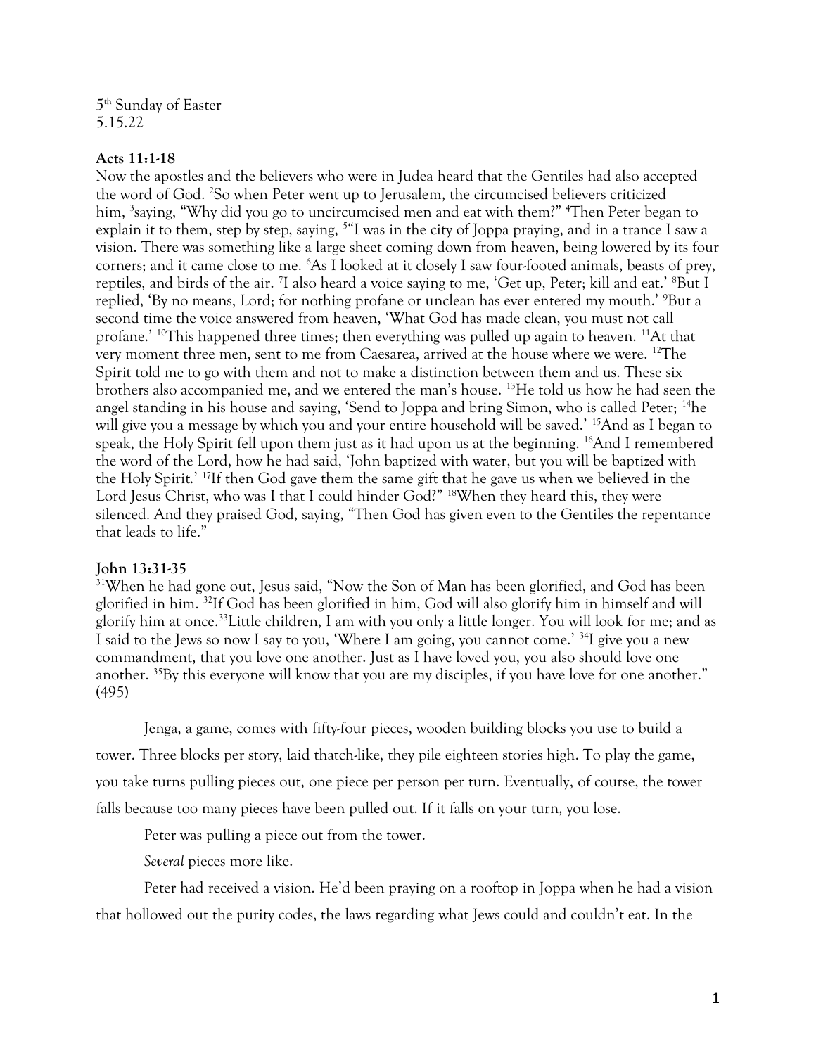5th Sunday of Easter
5.15.22

**Acts 11:1-18**

Now the apostles and the believers who were in Judea heard that the Gentiles had also accepted the word of God. [2]So when Peter went up to Jerusalem, the circumcised believers criticized him, [3]saying, "Why did you go to uncircumcised men and eat with them?" [4]Then Peter began to explain it to them, step by step, saying, [5]"I was in the city of Joppa praying, and in a trance I saw a vision. There was something like a large sheet coming down from heaven, being lowered by its four corners; and it came close to me. [6]As I looked at it closely I saw four-footed animals, beasts of prey, reptiles, and birds of the air. [7]I also heard a voice saying to me, 'Get up, Peter; kill and eat.' [8]But I replied, 'By no means, Lord; for nothing profane or unclean has ever entered my mouth.' [9]But a second time the voice answered from heaven, 'What God has made clean, you must not call profane.' [10]This happened three times; then everything was pulled up again to heaven. [11]At that very moment three men, sent to me from Caesarea, arrived at the house where we were. [12]The Spirit told me to go with them and not to make a distinction between them and us. These six brothers also accompanied me, and we entered the man's house. [13]He told us how he had seen the angel standing in his house and saying, 'Send to Joppa and bring Simon, who is called Peter; [14]he will give you a message by which you and your entire household will be saved.' [15]And as I began to speak, the Holy Spirit fell upon them just as it had upon us at the beginning. [16]And I remembered the word of the Lord, how he had said, 'John baptized with water, but you will be baptized with the Holy Spirit.' [17]If then God gave them the same gift that he gave us when we believed in the Lord Jesus Christ, who was I that I could hinder God?" [18]When they heard this, they were silenced. And they praised God, saying, "Then God has given even to the Gentiles the repentance that leads to life."

**John 13:31-35**

[31]When he had gone out, Jesus said, "Now the Son of Man has been glorified, and God has been glorified in him. [32]If God has been glorified in him, God will also glorify him in himself and will glorify him at once.[33]Little children, I am with you only a little longer. You will look for me; and as I said to the Jews so now I say to you, 'Where I am going, you cannot come.' [34]I give you a new commandment, that you love one another. Just as I have loved you, you also should love one another. [35]By this everyone will know that you are my disciples, if you have love for one another." (495)

Jenga, a game, comes with fifty-four pieces, wooden building blocks you use to build a tower. Three blocks per story, laid thatch-like, they pile eighteen stories high. To play the game, you take turns pulling pieces out, one piece per person per turn. Eventually, of course, the tower falls because too many pieces have been pulled out. If it falls on your turn, you lose.

Peter was pulling a piece out from the tower.

*Several* pieces more like.

Peter had received a vision. He'd been praying on a rooftop in Joppa when he had a vision that hollowed out the purity codes, the laws regarding what Jews could and couldn't eat. In the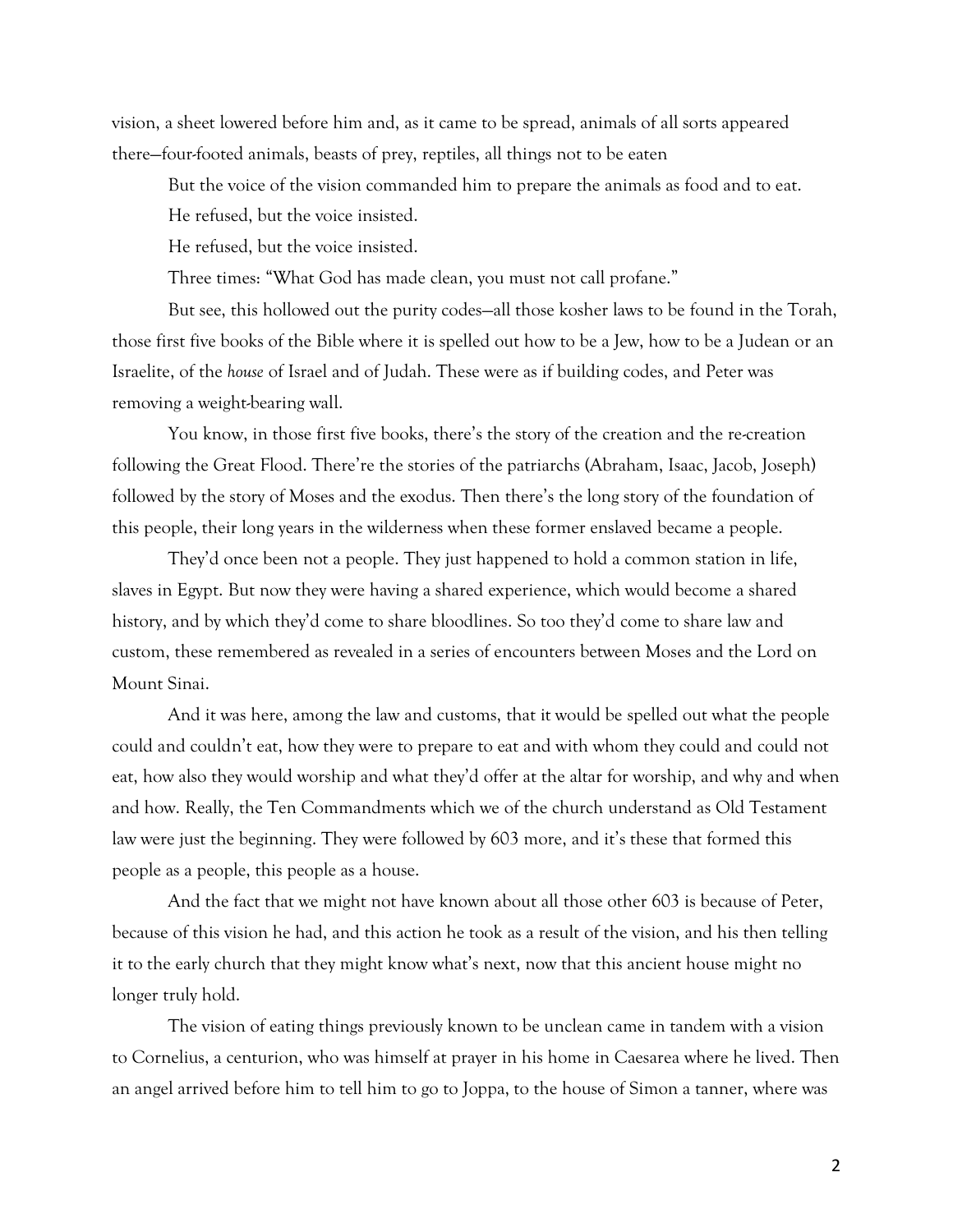vision, a sheet lowered before him and, as it came to be spread, animals of all sorts appeared there—four-footed animals, beasts of prey, reptiles, all things not to be eaten

But the voice of the vision commanded him to prepare the animals as food and to eat.

He refused, but the voice insisted.

He refused, but the voice insisted.

Three times: "What God has made clean, you must not call profane."

But see, this hollowed out the purity codes—all those kosher laws to be found in the Torah, those first five books of the Bible where it is spelled out how to be a Jew, how to be a Judean or an Israelite, of the *house* of Israel and of Judah. These were as if building codes, and Peter was removing a weight-bearing wall.

You know, in those first five books, there's the story of the creation and the re-creation following the Great Flood. There're the stories of the patriarchs (Abraham, Isaac, Jacob, Joseph) followed by the story of Moses and the exodus. Then there's the long story of the foundation of this people, their long years in the wilderness when these former enslaved became a people.

They'd once been not a people. They just happened to hold a common station in life, slaves in Egypt. But now they were having a shared experience, which would become a shared history, and by which they'd come to share bloodlines. So too they'd come to share law and custom, these remembered as revealed in a series of encounters between Moses and the Lord on Mount Sinai.

And it was here, among the law and customs, that it would be spelled out what the people could and couldn't eat, how they were to prepare to eat and with whom they could and could not eat, how also they would worship and what they'd offer at the altar for worship, and why and when and how. Really, the Ten Commandments which we of the church understand as Old Testament law were just the beginning. They were followed by 603 more, and it's these that formed this people as a people, this people as a house.

And the fact that we might not have known about all those other 603 is because of Peter, because of this vision he had, and this action he took as a result of the vision, and his then telling it to the early church that they might know what's next, now that this ancient house might no longer truly hold.

The vision of eating things previously known to be unclean came in tandem with a vision to Cornelius, a centurion, who was himself at prayer in his home in Caesarea where he lived. Then an angel arrived before him to tell him to go to Joppa, to the house of Simon a tanner, where was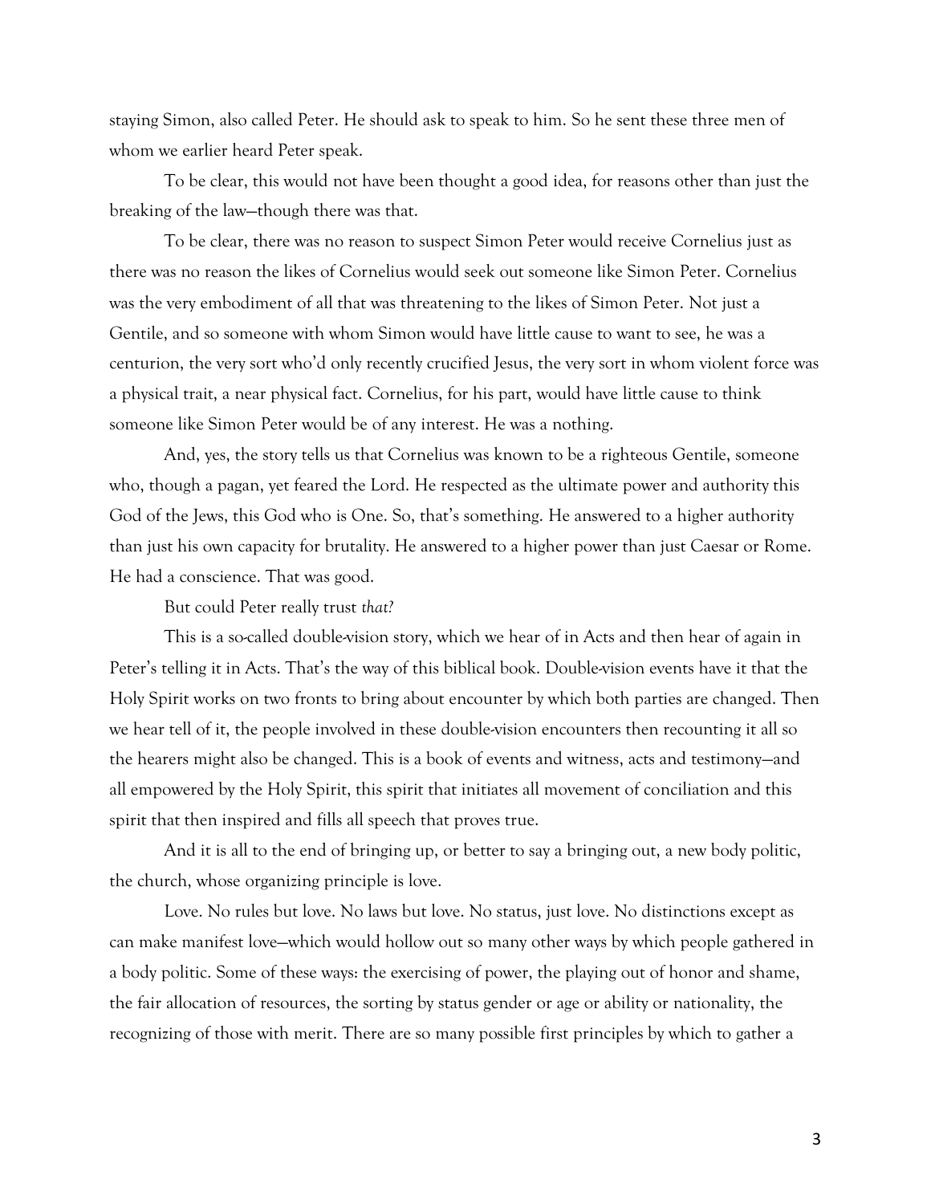staying Simon, also called Peter. He should ask to speak to him. So he sent these three men of whom we earlier heard Peter speak.

To be clear, this would not have been thought a good idea, for reasons other than just the breaking of the law—though there was that.

To be clear, there was no reason to suspect Simon Peter would receive Cornelius just as there was no reason the likes of Cornelius would seek out someone like Simon Peter. Cornelius was the very embodiment of all that was threatening to the likes of Simon Peter. Not just a Gentile, and so someone with whom Simon would have little cause to want to see, he was a centurion, the very sort who'd only recently crucified Jesus, the very sort in whom violent force was a physical trait, a near physical fact. Cornelius, for his part, would have little cause to think someone like Simon Peter would be of any interest. He was a nothing.

And, yes, the story tells us that Cornelius was known to be a righteous Gentile, someone who, though a pagan, yet feared the Lord. He respected as the ultimate power and authority this God of the Jews, this God who is One. So, that's something. He answered to a higher authority than just his own capacity for brutality. He answered to a higher power than just Caesar or Rome. He had a conscience. That was good.

But could Peter really trust *that?*

This is a so-called double-vision story, which we hear of in Acts and then hear of again in Peter's telling it in Acts. That's the way of this biblical book. Double-vision events have it that the Holy Spirit works on two fronts to bring about encounter by which both parties are changed. Then we hear tell of it, the people involved in these double-vision encounters then recounting it all so the hearers might also be changed. This is a book of events and witness, acts and testimony—and all empowered by the Holy Spirit, this spirit that initiates all movement of conciliation and this spirit that then inspired and fills all speech that proves true.

And it is all to the end of bringing up, or better to say a bringing out, a new body politic, the church, whose organizing principle is love.

Love. No rules but love. No laws but love. No status, just love. No distinctions except as can make manifest love—which would hollow out so many other ways by which people gathered in a body politic. Some of these ways: the exercising of power, the playing out of honor and shame, the fair allocation of resources, the sorting by status gender or age or ability or nationality, the recognizing of those with merit. There are so many possible first principles by which to gather a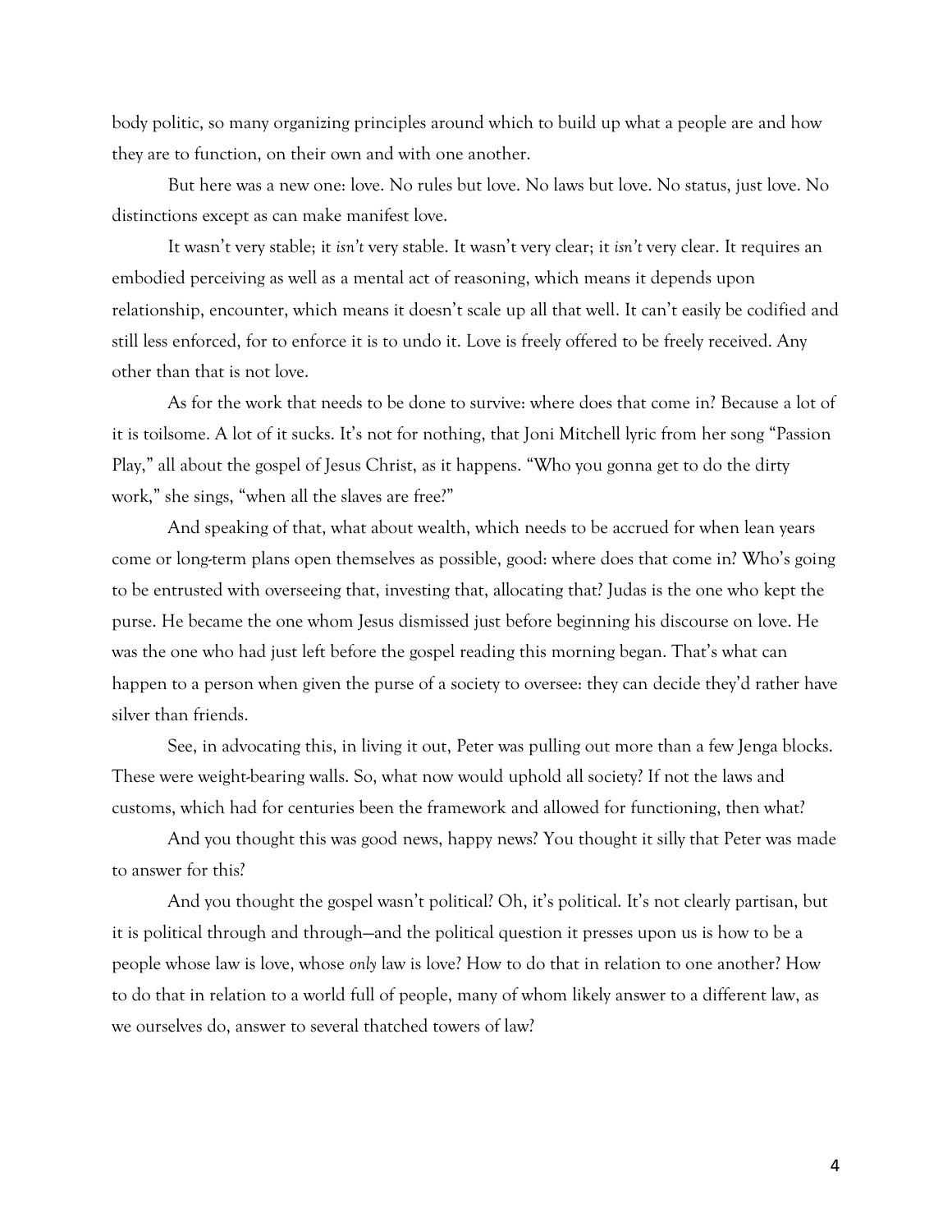body politic, so many organizing principles around which to build up what a people are and how they are to function, on their own and with one another.

But here was a new one: love. No rules but love. No laws but love. No status, just love. No distinctions except as can make manifest love.

It wasn't very stable; it *isn't* very stable. It wasn't very clear; it *isn't* very clear. It requires an embodied perceiving as well as a mental act of reasoning, which means it depends upon relationship, encounter, which means it doesn't scale up all that well. It can't easily be codified and still less enforced, for to enforce it is to undo it. Love is freely offered to be freely received. Any other than that is not love.

As for the work that needs to be done to survive: where does that come in? Because a lot of it is toilsome. A lot of it sucks. It's not for nothing, that Joni Mitchell lyric from her song "Passion Play," all about the gospel of Jesus Christ, as it happens. "Who you gonna get to do the dirty work," she sings, "when all the slaves are free?"

And speaking of that, what about wealth, which needs to be accrued for when lean years come or long-term plans open themselves as possible, good: where does that come in? Who's going to be entrusted with overseeing that, investing that, allocating that? Judas is the one who kept the purse. He became the one whom Jesus dismissed just before beginning his discourse on love. He was the one who had just left before the gospel reading this morning began. That's what can happen to a person when given the purse of a society to oversee: they can decide they'd rather have silver than friends.

See, in advocating this, in living it out, Peter was pulling out more than a few Jenga blocks. These were weight-bearing walls. So, what now would uphold all society? If not the laws and customs, which had for centuries been the framework and allowed for functioning, then what?

And you thought this was good news, happy news? You thought it silly that Peter was made to answer for this?

And you thought the gospel wasn't political? Oh, it's political. It's not clearly partisan, but it is political through and through—and the political question it presses upon us is how to be a people whose law is love, whose *only* law is love? How to do that in relation to one another? How to do that in relation to a world full of people, many of whom likely answer to a different law, as we ourselves do, answer to several thatched towers of law?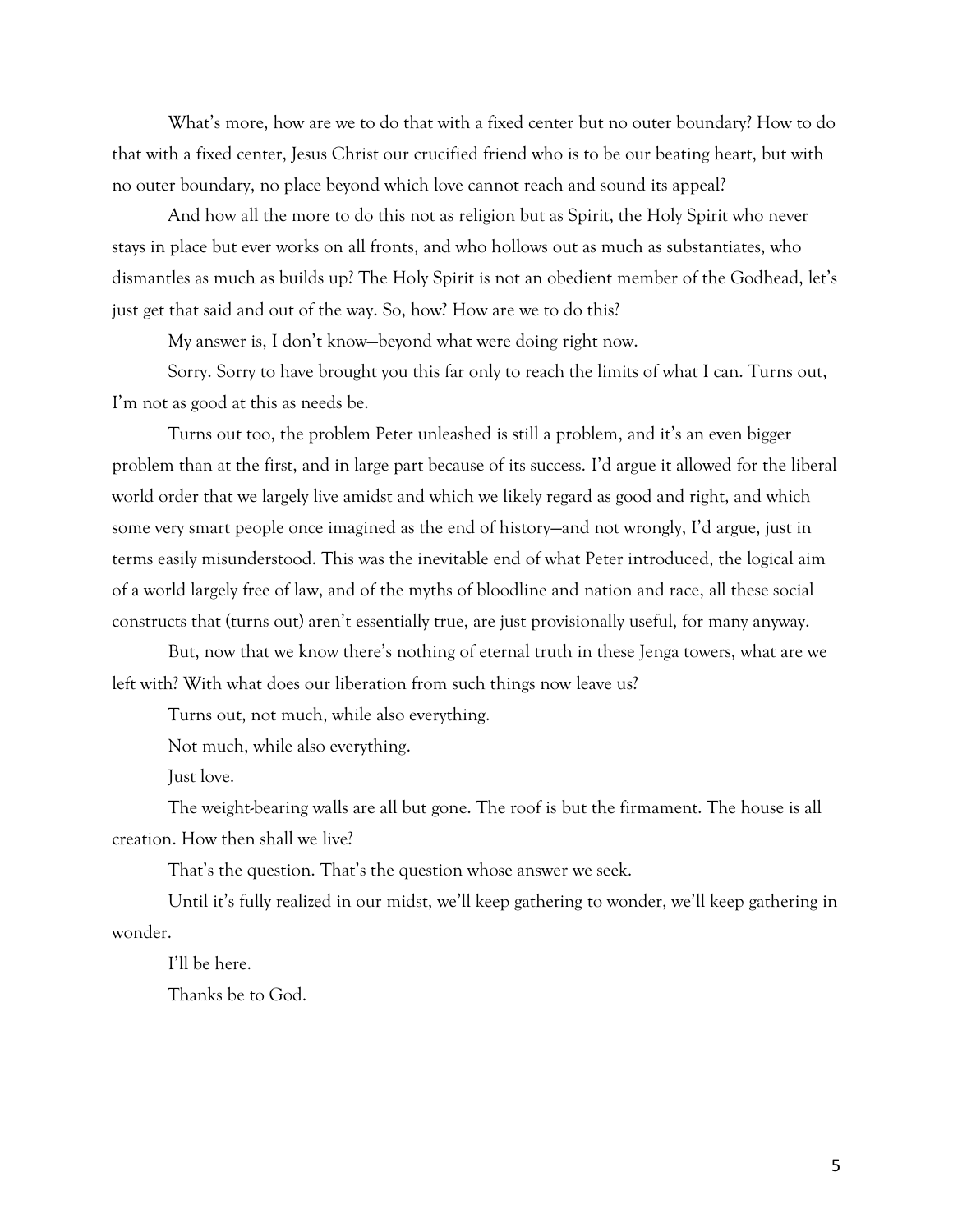What's more, how are we to do that with a fixed center but no outer boundary? How to do that with a fixed center, Jesus Christ our crucified friend who is to be our beating heart, but with no outer boundary, no place beyond which love cannot reach and sound its appeal?

And how all the more to do this not as religion but as Spirit, the Holy Spirit who never stays in place but ever works on all fronts, and who hollows out as much as substantiates, who dismantles as much as builds up? The Holy Spirit is not an obedient member of the Godhead, let's just get that said and out of the way. So, how? How are we to do this?

My answer is, I don't know—beyond what were doing right now.

Sorry. Sorry to have brought you this far only to reach the limits of what I can. Turns out, I'm not as good at this as needs be.

Turns out too, the problem Peter unleashed is still a problem, and it's an even bigger problem than at the first, and in large part because of its success. I'd argue it allowed for the liberal world order that we largely live amidst and which we likely regard as good and right, and which some very smart people once imagined as the end of history—and not wrongly, I'd argue, just in terms easily misunderstood. This was the inevitable end of what Peter introduced, the logical aim of a world largely free of law, and of the myths of bloodline and nation and race, all these social constructs that (turns out) aren't essentially true, are just provisionally useful, for many anyway.

But, now that we know there's nothing of eternal truth in these Jenga towers, what are we left with? With what does our liberation from such things now leave us?

Turns out, not much, while also everything.

Not much, while also everything.

Just love.

The weight-bearing walls are all but gone. The roof is but the firmament. The house is all creation. How then shall we live?

That's the question. That's the question whose answer we seek.

Until it's fully realized in our midst, we'll keep gathering to wonder, we'll keep gathering in wonder.

I'll be here.

Thanks be to God.